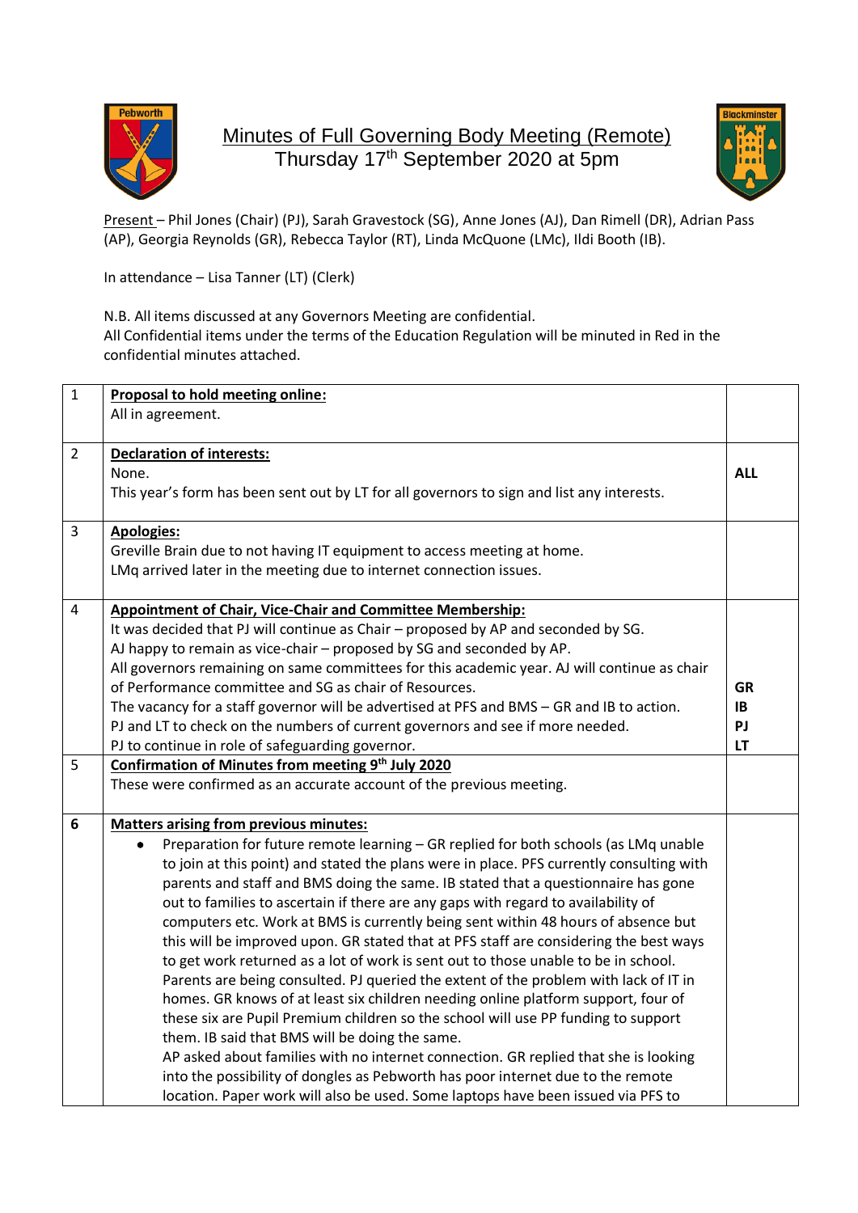# Minutes of Full Governing Body Meeting (Remote)

Thursday 17th September 2020 at 5pm

Present – Phil Jones (Chair) (PJ), Sarah Gravestock (SG), Anne Jones (AJ), Dan Rimell (DR), Adrian Pass (AP), Georgia Reynolds (GR), Rebecca Taylor (RT), Linda McQuone (LMc), Ildi Booth (IB).

In attendance – Lisa Tanner (LT) (Clerk)

N.B. All items discussed at any Governors Meeting are confidential.
All Confidential items under the terms of the Education Regulation will be minuted in Red in the confidential minutes attached.

| | | |
|---|---|---|
| 1 | **Proposal to hold meeting online:**<br>All in agreement. | |
| 2 | **Declaration of interests:**<br>None.<br>This year's form has been sent out by LT for all governors to sign and list any interests. | **ALL** |
| 3 | **Apologies:**<br>Greville Brain due to not having IT equipment to access meeting at home.<br>LMq arrived later in the meeting due to internet connection issues. | |
| 4 | **Appointment of Chair, Vice-Chair and Committee Membership:**<br>It was decided that PJ will continue as Chair – proposed by AP and seconded by SG.<br>AJ happy to remain as vice-chair – proposed by SG and seconded by AP.<br>All governors remaining on same committees for this academic year. AJ will continue as chair of Performance committee and SG as chair of Resources.<br>The vacancy for a staff governor will be advertised at PFS and BMS – GR and IB to action.<br>PJ and LT to check on the numbers of current governors and see if more needed.<br>PJ to continue in role of safeguarding governor. | **GR**<br>**IB**<br>**PJ**<br>**LT** |
| 5 | **Confirmation of Minutes from meeting 9th July 2020**<br>These were confirmed as an accurate account of the previous meeting. | |
| **6** | **Matters arising from previous minutes:**<br>• Preparation for future remote learning – GR replied for both schools (as LMq unable to join at this point) and stated the plans were in place. PFS currently consulting with parents and staff and BMS doing the same. IB stated that a questionnaire has gone out to families to ascertain if there are any gaps with regard to availability of computers etc. Work at BMS is currently being sent within 48 hours of absence but this will be improved upon. GR stated that at PFS staff are considering the best ways to get work returned as a lot of work is sent out to those unable to be in school. Parents are being consulted. PJ queried the extent of the problem with lack of IT in homes. GR knows of at least six children needing online platform support, four of these six are Pupil Premium children so the school will use PP funding to support them. IB said that BMS will be doing the same.<br>AP asked about families with no internet connection. GR replied that she is looking into the possibility of dongles as Pebworth has poor internet due to the remote location. Paper work will also be used. Some laptops have been issued via PFS to | |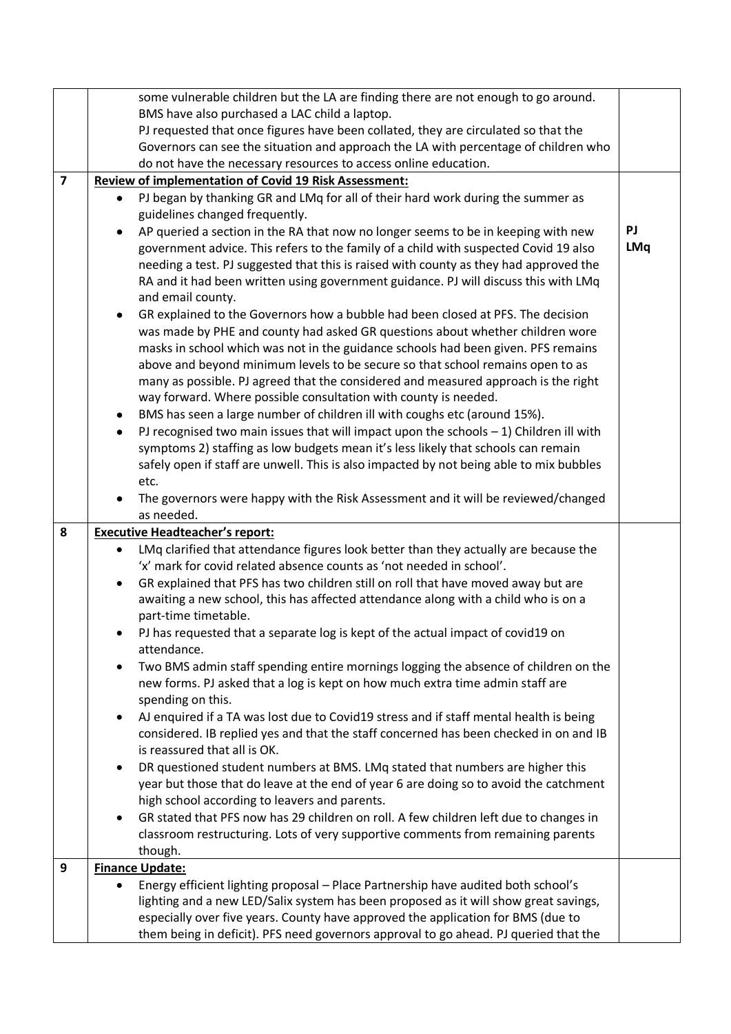| | | |
|---|---|---|
| | some vulnerable children but the LA are finding there are not enough to go around. BMS have also purchased a LAC child a laptop.<br>PJ requested that once figures have been collated, they are circulated so that the Governors can see the situation and approach the LA with percentage of children who do not have the necessary resources to access online education. | |
| **7** | **Review of implementation of Covid 19 Risk Assessment:**<br>• PJ began by thanking GR and LMq for all of their hard work during the summer as guidelines changed frequently.<br>• AP queried a section in the RA that now no longer seems to be in keeping with new government advice. This refers to the family of a child with suspected Covid 19 also needing a test. PJ suggested that this is raised with county as they had approved the RA and it had been written using government guidance. PJ will discuss this with LMq and email county.<br>• GR explained to the Governors how a bubble had been closed at PFS. The decision was made by PHE and county had asked GR questions about whether children wore masks in school which was not in the guidance schools had been given. PFS remains above and beyond minimum levels to be secure so that school remains open to as many as possible. PJ agreed that the considered and measured approach is the right way forward. Where possible consultation with county is needed.<br>• BMS has seen a large number of children ill with coughs etc (around 15%).<br>• PJ recognised two main issues that will impact upon the schools – 1) Children ill with symptoms 2) staffing as low budgets mean it's less likely that schools can remain safely open if staff are unwell. This is also impacted by not being able to mix bubbles etc.<br>• The governors were happy with the Risk Assessment and it will be reviewed/changed as needed. | **PJ**<br>**LMq** |
| **8** | **Executive Headteacher's report:**<br>• LMq clarified that attendance figures look better than they actually are because the 'x' mark for covid related absence counts as 'not needed in school'.<br>• GR explained that PFS has two children still on roll that have moved away but are awaiting a new school, this has affected attendance along with a child who is on a part-time timetable.<br>• PJ has requested that a separate log is kept of the actual impact of covid19 on attendance.<br>• Two BMS admin staff spending entire mornings logging the absence of children on the new forms. PJ asked that a log is kept on how much extra time admin staff are spending on this.<br>• AJ enquired if a TA was lost due to Covid19 stress and if staff mental health is being considered. IB replied yes and that the staff concerned has been checked in on and IB is reassured that all is OK.<br>• DR questioned student numbers at BMS. LMq stated that numbers are higher this year but those that do leave at the end of year 6 are doing so to avoid the catchment high school according to leavers and parents.<br>• GR stated that PFS now has 29 children on roll. A few children left due to changes in classroom restructuring. Lots of very supportive comments from remaining parents though. | |
| **9** | **Finance Update:**<br>• Energy efficient lighting proposal – Place Partnership have audited both school's lighting and a new LED/Salix system has been proposed as it will show great savings, especially over five years. County have approved the application for BMS (due to them being in deficit). PFS need governors approval to go ahead. PJ queried that the | |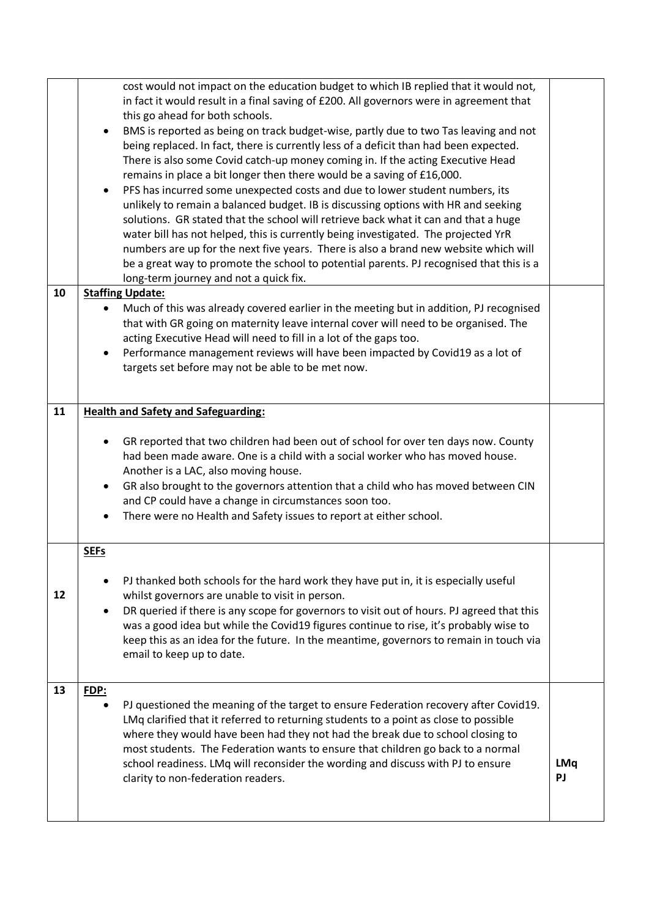| | | |
|---|---|---|
| | cost would not impact on the education budget to which IB replied that it would not, in fact it would result in a final saving of £200. All governors were in agreement that this go ahead for both schools.<br>• BMS is reported as being on track budget-wise, partly due to two Tas leaving and not being replaced. In fact, there is currently less of a deficit than had been expected. There is also some Covid catch-up money coming in. If the acting Executive Head remains in place a bit longer then there would be a saving of £16,000.<br>• PFS has incurred some unexpected costs and due to lower student numbers, its unlikely to remain a balanced budget. IB is discussing options with HR and seeking solutions. GR stated that the school will retrieve back what it can and that a huge water bill has not helped, this is currently being investigated. The projected YrR numbers are up for the next five years. There is also a brand new website which will be a great way to promote the school to potential parents. PJ recognised that this is a long-term journey and not a quick fix. | |
| 10 | **Staffing Update:**<br>• Much of this was already covered earlier in the meeting but in addition, PJ recognised that with GR going on maternity leave internal cover will need to be organised. The acting Executive Head will need to fill in a lot of the gaps too.<br>• Performance management reviews will have been impacted by Covid19 as a lot of targets set before may not be able to be met now. | |
| 11 | **Health and Safety and Safeguarding:**<br>• GR reported that two children had been out of school for over ten days now. County had been made aware. One is a child with a social worker who has moved house. Another is a LAC, also moving house.<br>• GR also brought to the governors attention that a child who has moved between CIN and CP could have a change in circumstances soon too.<br>• There were no Health and Safety issues to report at either school. | |
| 12 | **SEFs**<br>• PJ thanked both schools for the hard work they have put in, it is especially useful whilst governors are unable to visit in person.<br>• DR queried if there is any scope for governors to visit out of hours. PJ agreed that this was a good idea but while the Covid19 figures continue to rise, it's probably wise to keep this as an idea for the future. In the meantime, governors to remain in touch via email to keep up to date. | |
| 13 | **FDP:**<br>• PJ questioned the meaning of the target to ensure Federation recovery after Covid19. LMq clarified that it referred to returning students to a point as close to possible where they would have been had they not had the break due to school closing to most students. The Federation wants to ensure that children go back to a normal school readiness. LMq will reconsider the wording and discuss with PJ to ensure clarity to non-federation readers. | **LMq**<br>**PJ** |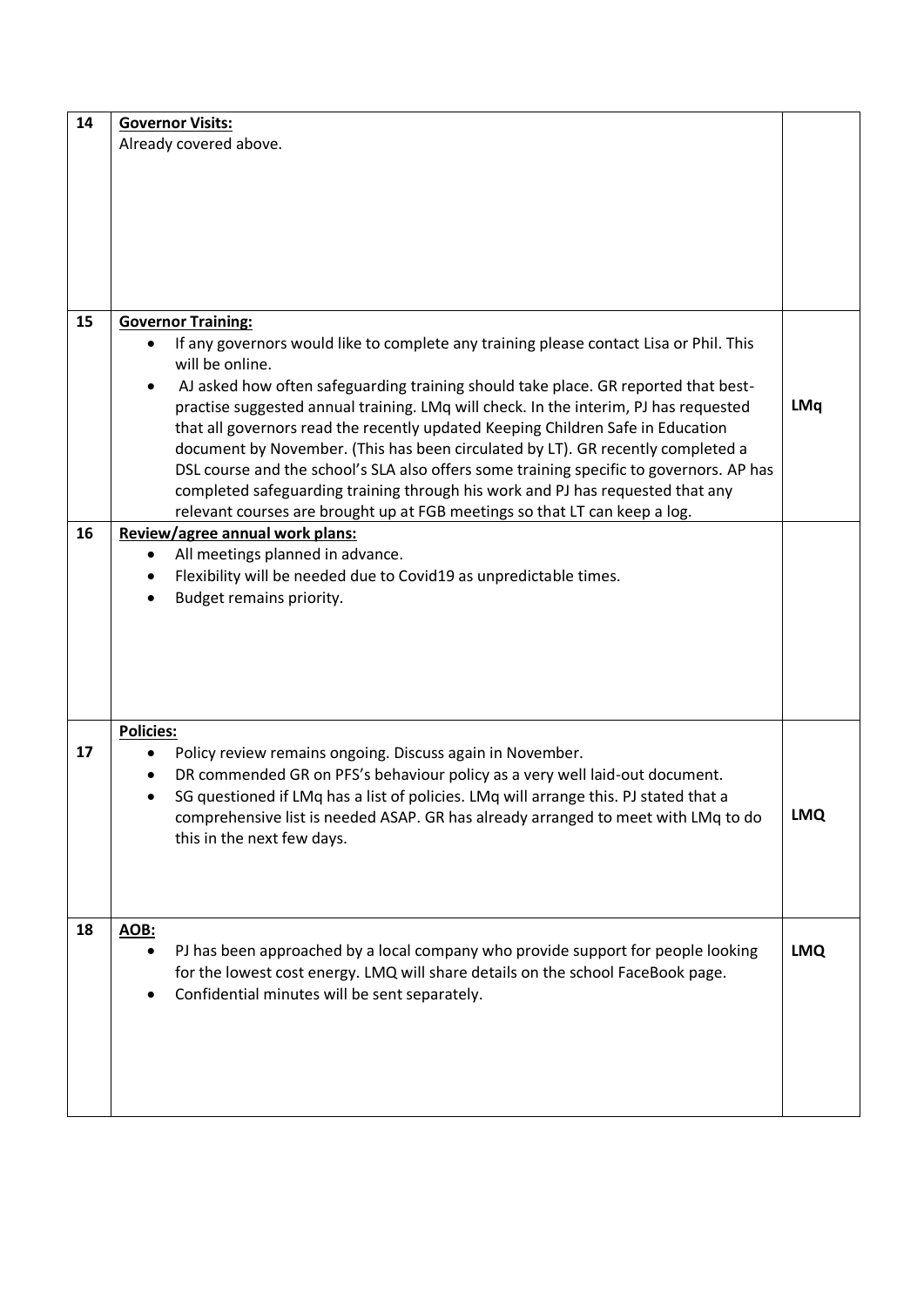| | | |
|---|---|---|
| 14 | **Governor Visits:**<br>Already covered above. | |
| 15 | **Governor Training:**<br>• If any governors would like to complete any training please contact Lisa or Phil. This will be online.<br>• AJ asked how often safeguarding training should take place. GR reported that best-practise suggested annual training. LMq will check. In the interim, PJ has requested that all governors read the recently updated Keeping Children Safe in Education document by November. (This has been circulated by LT). GR recently completed a DSL course and the school's SLA also offers some training specific to governors. AP has completed safeguarding training through his work and PJ has requested that any relevant courses are brought up at FGB meetings so that LT can keep a log. | **LMq** |
| 16 | **Review/agree annual work plans:**<br>• All meetings planned in advance.<br>• Flexibility will be needed due to Covid19 as unpredictable times.<br>• Budget remains priority. | |
| 17 | **Policies:**<br>• Policy review remains ongoing. Discuss again in November.<br>• DR commended GR on PFS's behaviour policy as a very well laid-out document.<br>• SG questioned if LMq has a list of policies. LMq will arrange this. PJ stated that a comprehensive list is needed ASAP. GR has already arranged to meet with LMq to do this in the next few days. | **LMQ** |
| 18 | **AOB:**<br>• PJ has been approached by a local company who provide support for people looking for the lowest cost energy. LMQ will share details on the school FaceBook page.<br>• Confidential minutes will be sent separately. | **LMQ** |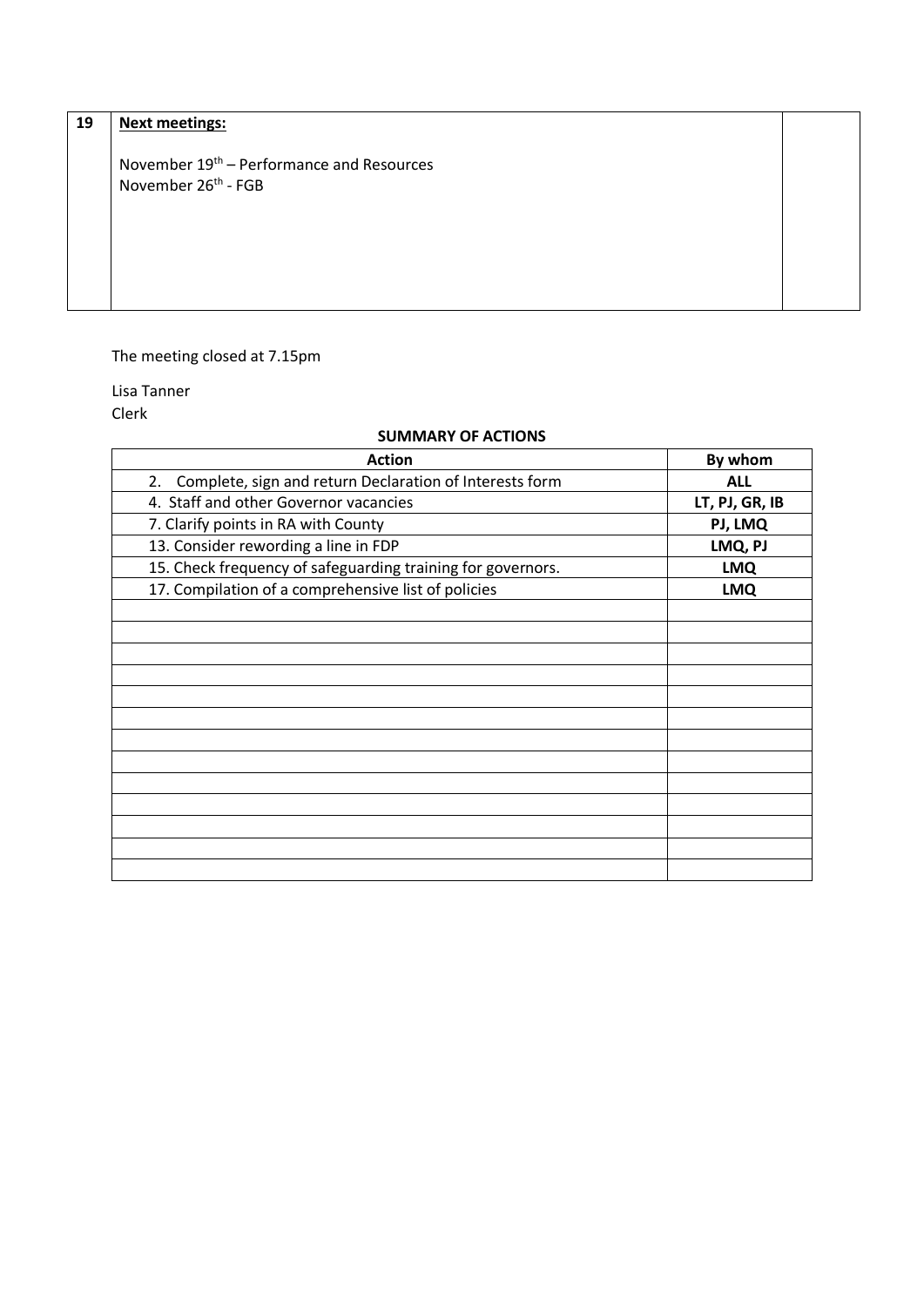| | | |
|---|---|---|
| **19** | **Next meetings:**<br><br>November 19th – Performance and Resources<br>November 26th - FGB | |

The meeting closed at 7.15pm

Lisa Tanner
Clerk

**SUMMARY OF ACTIONS**

| **Action** | **By whom** |
|---|---|
| 2. Complete, sign and return Declaration of Interests form | **ALL** |
| 4. Staff and other Governor vacancies | **LT, PJ, GR, IB** |
| 7. Clarify points in RA with County | **PJ, LMQ** |
| 13. Consider rewording a line in FDP | **LMQ, PJ** |
| 15. Check frequency of safeguarding training for governors. | **LMQ** |
| 17. Compilation of a comprehensive list of policies | **LMQ** |
| | |
| | |
| | |
| | |
| | |
| | |
| | |
| | |
| | |
| | |
| | |
| | |
| | |